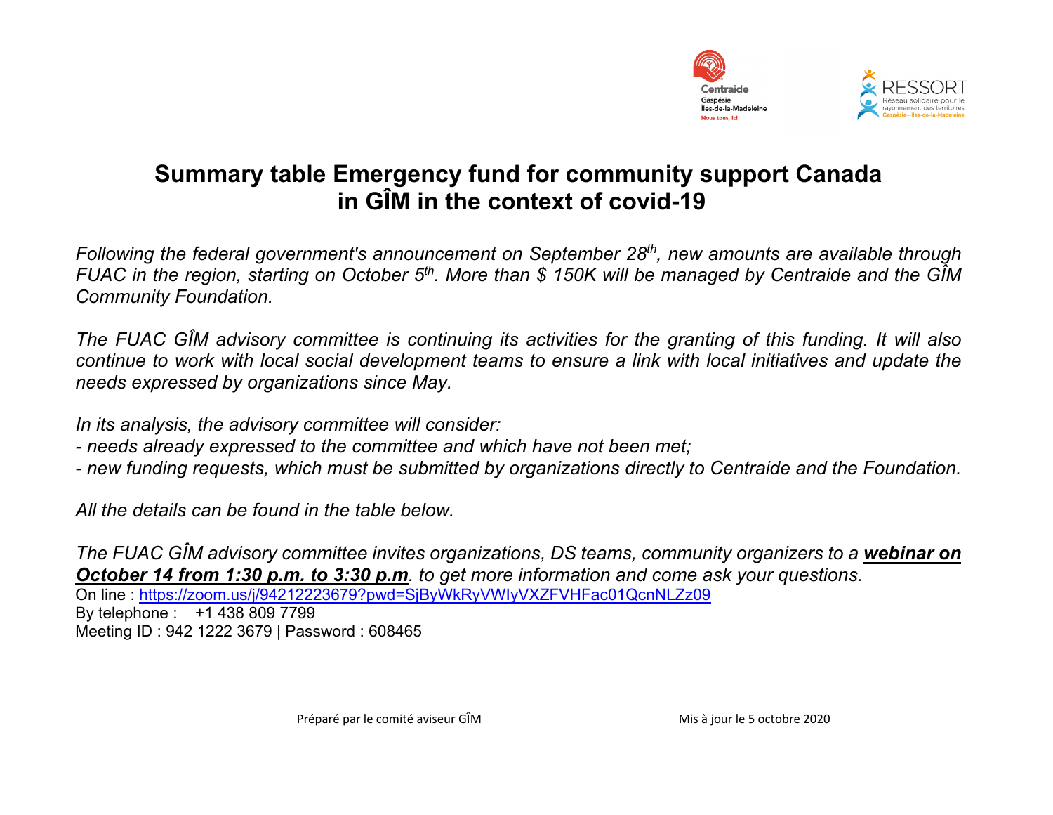# Summary table Emergency fund for community support Canada in GÎM in the context of covid-19

*Following the federal government's announcement on September 28th, new amounts are available through FUAC in the region, starting on October 5th. More than $ 150K will be managed by Centraide and the GÎM Community Foundation.*

*The FUAC GÎM advisory committee is continuing its activities for the granting of this funding. It will also continue to work with local social development teams to ensure a link with local initiatives and update the needs expressed by organizations since May.*

*In its analysis, the advisory committee will consider:*
*- needs already expressed to the committee and which have not been met;*
*- new funding requests, which must be submitted by organizations directly to Centraide and the Foundation.*

*All the details can be found in the table below.*

*The FUAC GÎM advisory committee invites organizations, DS teams, community organizers to a* ***webinar on October 14 from 1:30 p.m. to 3:30 p.m****. to get more information and come ask your questions.*
On line : https://zoom.us/j/94212223679?pwd=SjByWkRyVWIyVXZFVHFac01QcnNLZz09
By telephone : +1 438 809 7799
Meeting ID : 942 1222 3679 | Password : 608465

Préparé par le comité aviseur GÎM

Mis à jour le 5 octobre 2020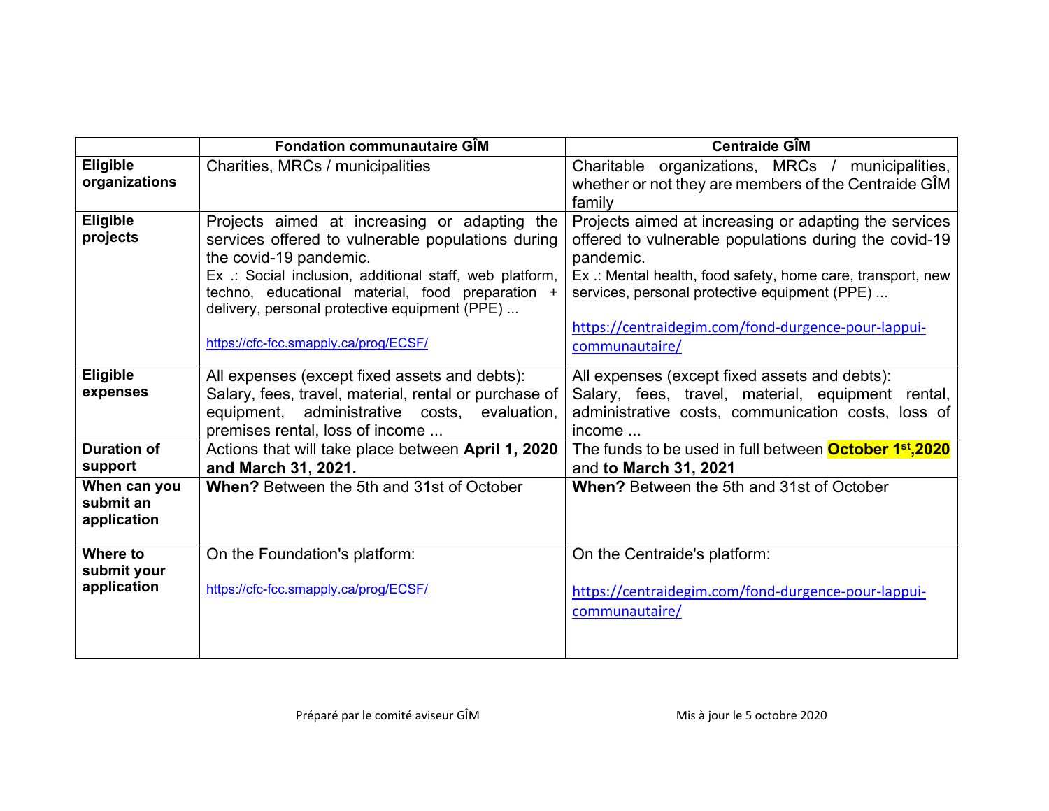| | Fondation communautaire GÎM | Centraide GÎM |
|---|---|---|
| **Eligible organizations** | Charities, MRCs / municipalities | Charitable organizations, MRCs / municipalities, whether or not they are members of the Centraide GÎM family |
| **Eligible projects** | Projects aimed at increasing or adapting the services offered to vulnerable populations during the covid-19 pandemic.<br>Ex .: Social inclusion, additional staff, web platform, techno, educational material, food preparation + delivery, personal protective equipment (PPE) ...<br><br>https://cfc-fcc.smapply.ca/prog/ECSF/ | Projects aimed at increasing or adapting the services offered to vulnerable populations during the covid-19 pandemic.<br>Ex .: Mental health, food safety, home care, transport, new services, personal protective equipment (PPE) ...<br><br>https://centraidegim.com/fond-durgence-pour-lappui-communautaire/ |
| **Eligible expenses** | All expenses (except fixed assets and debts):<br>Salary, fees, travel, material, rental or purchase of equipment, administrative costs, evaluation, premises rental, loss of income ... | All expenses (except fixed assets and debts):<br>Salary, fees, travel, material, equipment rental, administrative costs, communication costs, loss of income ... |
| **Duration of support** | Actions that will take place between **April 1, 2020 and March 31, 2021.** | The funds to be used in full between **October 1st,2020** and **to March 31, 2021** |
| **When can you submit an application** | **When?** Between the 5th and 31st of October | **When?** Between the 5th and 31st of October |
| **Where to submit your application** | On the Foundation's platform:<br><br>https://cfc-fcc.smapply.ca/prog/ECSF/ | On the Centraide's platform:<br><br>https://centraidegim.com/fond-durgence-pour-lappui-communautaire/ |

Préparé par le comité aviseur GÎM

Mis à jour le 5 octobre 2020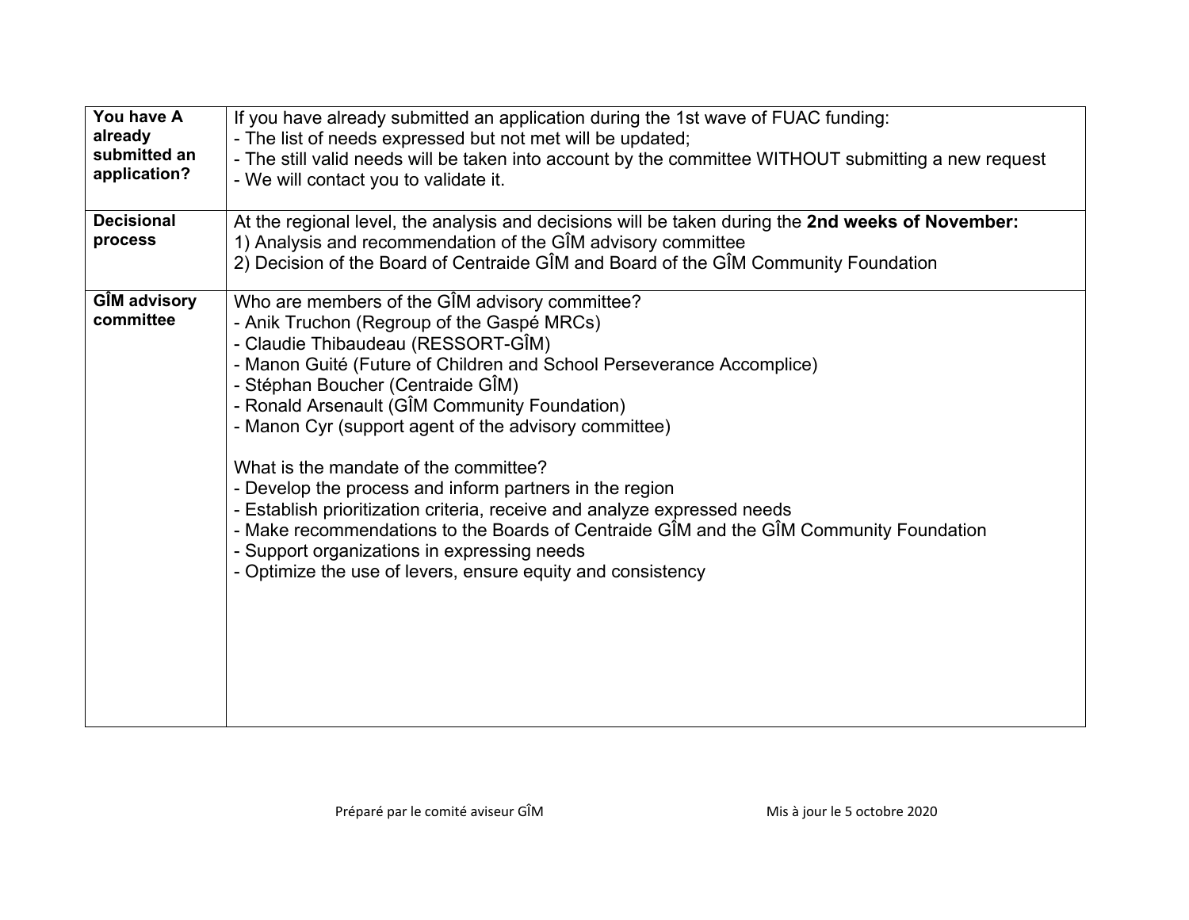| | |
|---|---|
| **You have A already submitted an application?** | If you have already submitted an application during the 1st wave of FUAC funding:<br>- The list of needs expressed but not met will be updated;<br>- The still valid needs will be taken into account by the committee WITHOUT submitting a new request<br>- We will contact you to validate it. |
| **Decisional process** | At the regional level, the analysis and decisions will be taken during the **2nd weeks of November:**<br>1) Analysis and recommendation of the GÎM advisory committee<br>2) Decision of the Board of Centraide GÎM and Board of the GÎM Community Foundation |
| **GÎM advisory committee** | Who are members of the GÎM advisory committee?<br>- Anik Truchon (Regroup of the Gaspé MRCs)<br>- Claudie Thibaudeau (RESSORT-GÎM)<br>- Manon Guité (Future of Children and School Perseverance Accomplice)<br>- Stéphan Boucher (Centraide GÎM)<br>- Ronald Arsenault (GÎM Community Foundation)<br>- Manon Cyr (support agent of the advisory committee)<br><br>What is the mandate of the committee?<br>- Develop the process and inform partners in the region<br>- Establish prioritization criteria, receive and analyze expressed needs<br>- Make recommendations to the Boards of Centraide GÎM and the GÎM Community Foundation<br>- Support organizations in expressing needs<br>- Optimize the use of levers, ensure equity and consistency |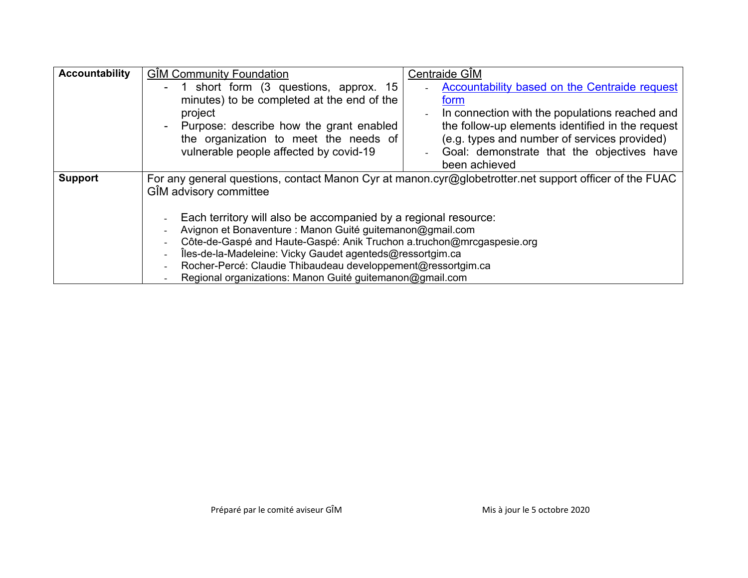| | | |
|---|---|---|
| **Accountability** | GÎM Community Foundation<br>- 1 short form (3 questions, approx. 15 minutes) to be completed at the end of the project<br>- Purpose: describe how the grant enabled the organization to meet the needs of vulnerable people affected by covid-19 | Centraide GÎM<br>- Accountability based on the Centraide request form<br>- In connection with the populations reached and the follow-up elements identified in the request (e.g. types and number of services provided)<br>- Goal: demonstrate that the objectives have been achieved |
| **Support** | For any general questions, contact Manon Cyr at manon.cyr@globetrotter.net support officer of the FUAC GÎM advisory committee<br><br>- Each territory will also be accompanied by a regional resource:<br>- Avignon et Bonaventure : Manon Guité guitemanon@gmail.com<br>- Côte-de-Gaspé and Haute-Gaspé: Anik Truchon a.truchon@mrcgaspesie.org<br>- Îles-de-la-Madeleine: Vicky Gaudet agenteds@ressortgim.ca<br>- Rocher-Percé: Claudie Thibaudeau developpement@ressortgim.ca<br>- Regional organizations: Manon Guité guitemanon@gmail.com | |

Préparé par le comité aviseur GÎM

Mis à jour le 5 octobre 2020